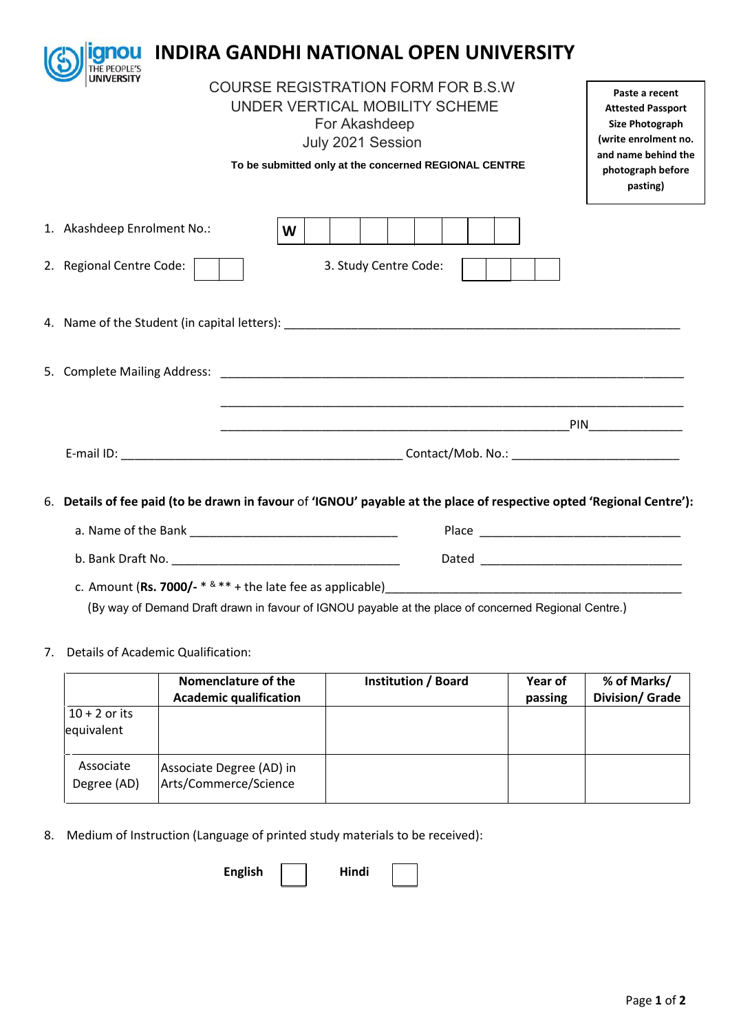# INDIRA GANDHI NATIONAL OPEN UNIVERSITY

ignou THE PEOPLE'S UNIVERSITY

COURSE REGISTRATION FORM FOR B.S.W
UNDER VERTICAL MOBILITY SCHEME
For Akashdeep
July 2021 Session

**To be submitted only at the concerned REGIONAL CENTRE**

**Paste a recent Attested Passport Size Photograph (write enrolment no. and name behind the photograph before pasting)**

1. Akashdeep Enrolment No.: **W** | | | | | | | | |

2. Regional Centre Code: | | | 3. Study Centre Code: | | | | |

4. Name of the Student (in capital letters): ____________________________________________

5. Complete Mailing Address: ____________________________________________

   ____________________________________________

   ____________________________________________ PIN______________

   E-mail ID: ______________________________ Contact/Mob. No.: __________________________

6. **Details of fee paid (to be drawn in favour** of **'IGNOU' payable at the place of respective opted 'Regional Centre'):**

   a. Name of the Bank ________________________________ Place ______________________________

   b. Bank Draft No. ___________________________________ Dated ______________________________

   c. Amount (**Rs. 7000/-** * & ** + the late fee as applicable)_____________________________________________

   (By way of Demand Draft drawn in favour of IGNOU payable at the place of concerned Regional Centre.)

7. Details of Academic Qualification:

| | **Nomenclature of the Academic qualification** | **Institution / Board** | **Year of passing** | **% of Marks/ Division/ Grade** |
|---|---|---|---|---|
| 10 + 2 or its equivalent | | | | |
| Associate Degree (AD) | Associate Degree (AD) in Arts/Commerce/Science | | | |

8. Medium of Instruction (Language of printed study materials to be received):

   **English** ☐ **Hindi** ☐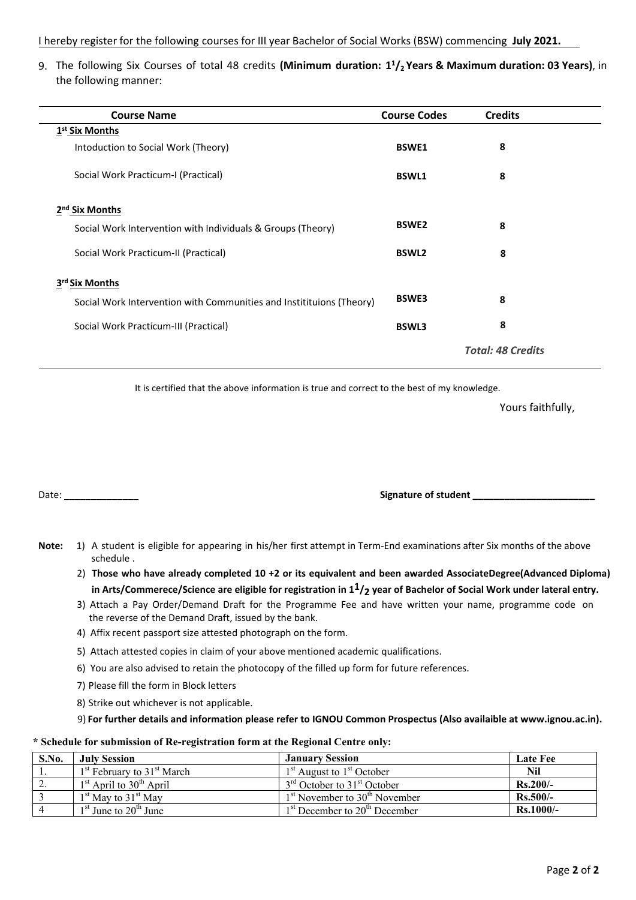I hereby register for the following courses for III year Bachelor of Social Works (BSW) commencing **July 2021.**

9. The following Six Courses of total 48 credits **(Minimum duration: 1$^1/_2$ Years & Maximum duration: 03 Years)**, in the following manner:

| Course Name | Course Codes | Credits |
|---|---|---|
| **1st Six Months** | | |
| Intoduction to Social Work (Theory) | **BSWE1** | **8** |
| Social Work Practicum-I (Practical) | **BSWL1** | **8** |
| **2nd Six Months** | | |
| Social Work Intervention with Individuals & Groups (Theory) | **BSWE2** | **8** |
| Social Work Practicum-II (Practical) | **BSWL2** | **8** |
| **3rd Six Months** | | |
| Social Work Intervention with Communities and Instituions (Theory) | **BSWE3** | **8** |
| Social Work Practicum-III (Practical) | **BSWL3** | **8** |
| | | ***Total: 48 Credits*** |

It is certified that the above information is true and correct to the best of my knowledge.

Yours faithfully,

Date: ______________

**Signature of student ________________________**

**Note:**
1) A student is eligible for appearing in his/her first attempt in Term-End examinations after Six months of the above schedule .
2) **Those who have already completed 10 +2 or its equivalent and been awarded AssociateDegree(Advanced Diploma) in Arts/Commerece/Science are eligible for registration in 1$^1/_2$ year of Bachelor of Social Work under lateral entry.**
3) Attach a Pay Order/Demand Draft for the Programme Fee and have written your name, programme code on the reverse of the Demand Draft, issued by the bank.
4) Affix recent passport size attested photograph on the form.
5) Attach attested copies in claim of your above mentioned academic qualifications.
6) You are also advised to retain the photocopy of the filled up form for future references.
7) Please fill the form in Block letters
8) Strike out whichever is not applicable.
9) **For further details and information please refer to IGNOU Common Prospectus (Also availaible at www.ignou.ac.in).**

**\* Schedule for submission of Re-registration form at the Regional Centre only:**

| S.No. | July Session | January Session | Late Fee |
|---|---|---|---|
| 1. | 1st February to 31st March | 1st August to 1st October | **Nil** |
| 2. | 1st April to 30th April | 3rd October to 31st October | **Rs.200/-** |
| 3 | 1st May to 31st May | 1st November to 30th November | **Rs.500/-** |
| 4 | 1st June to 20th June | 1st December to 20th December | **Rs.1000/-** |